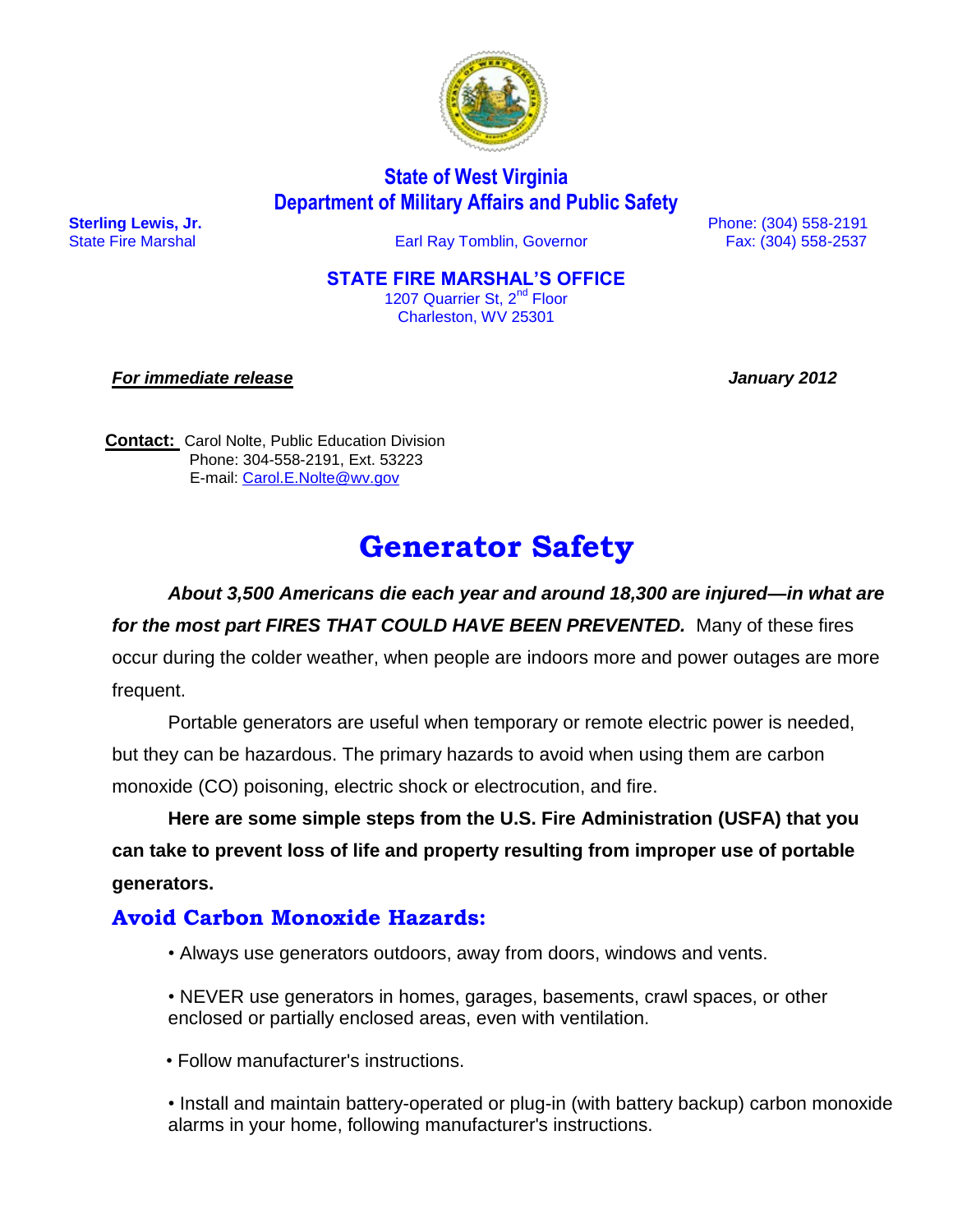**State of West Virginia**
**Department of Military Affairs and Public Safety**

**Sterling Lewis, Jr.**
State Fire Marshal

Earl Ray Tomblin, Governor

Phone: (304) 558-2191
Fax: (304) 558-2537

**STATE FIRE MARSHAL'S OFFICE**
1207 Quarrier St, 2nd Floor
Charleston, WV 25301

***For immediate release*** ***January 2012***

**Contact:** Carol Nolte, Public Education Division
Phone: 304-558-2191, Ext. 53223
E-mail: Carol.E.Nolte@wv.gov

# Generator Safety

***About 3,500 Americans die each year and around 18,300 are injured—in what are for the most part FIRES THAT COULD HAVE BEEN PREVENTED.*** Many of these fires occur during the colder weather, when people are indoors more and power outages are more frequent.

Portable generators are useful when temporary or remote electric power is needed, but they can be hazardous. The primary hazards to avoid when using them are carbon monoxide (CO) poisoning, electric shock or electrocution, and fire.

**Here are some simple steps from the U.S. Fire Administration (USFA) that you can take to prevent loss of life and property resulting from improper use of portable generators.**

## Avoid Carbon Monoxide Hazards:

- Always use generators outdoors, away from doors, windows and vents.
- NEVER use generators in homes, garages, basements, crawl spaces, or other enclosed or partially enclosed areas, even with ventilation.
- Follow manufacturer's instructions.
- Install and maintain battery-operated or plug-in (with battery backup) carbon monoxide alarms in your home, following manufacturer's instructions.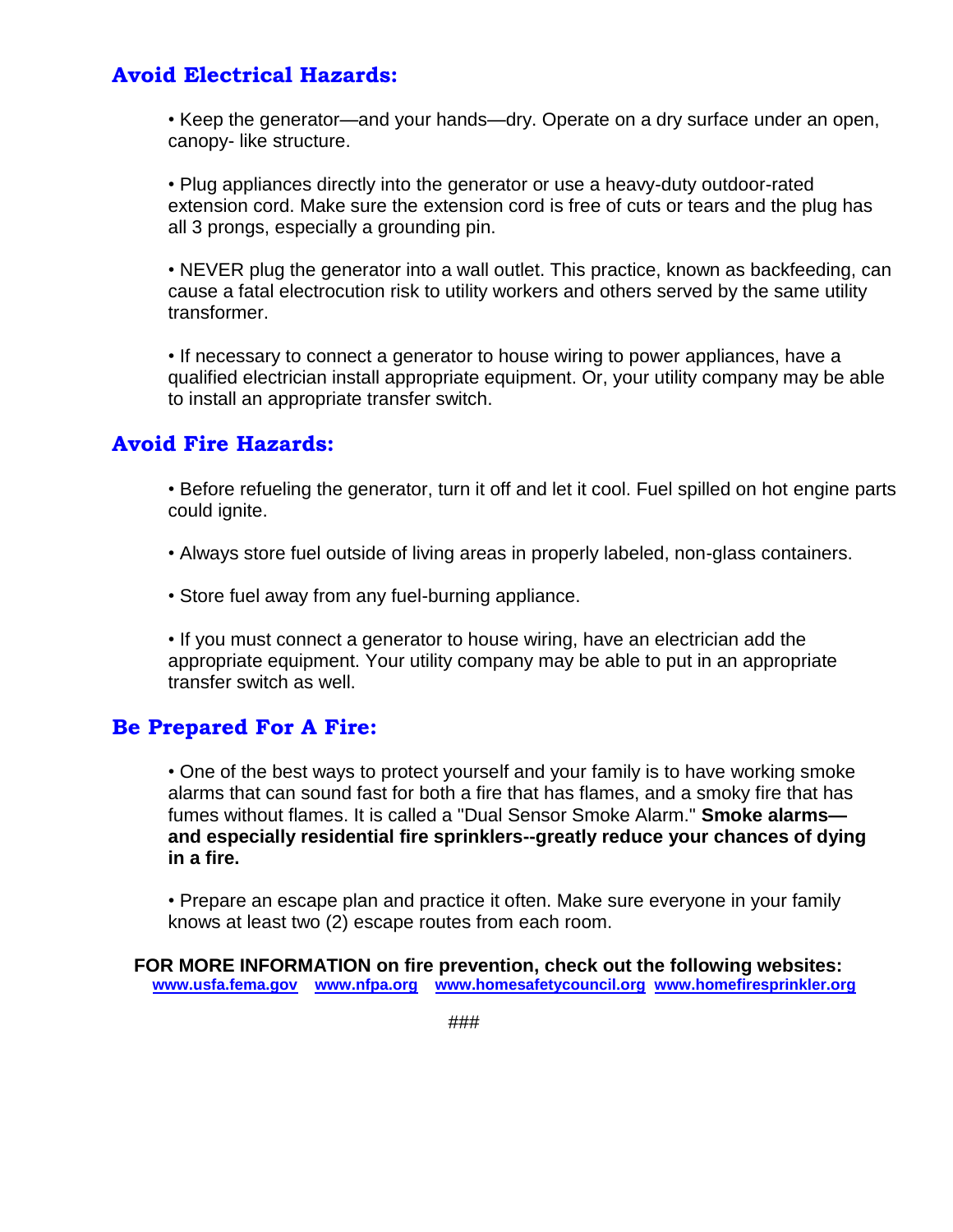## Avoid Electrical Hazards:

- Keep the generator—and your hands—dry. Operate on a dry surface under an open, canopy- like structure.
- Plug appliances directly into the generator or use a heavy-duty outdoor-rated extension cord. Make sure the extension cord is free of cuts or tears and the plug has all 3 prongs, especially a grounding pin.
- NEVER plug the generator into a wall outlet. This practice, known as backfeeding, can cause a fatal electrocution risk to utility workers and others served by the same utility transformer.
- If necessary to connect a generator to house wiring to power appliances, have a qualified electrician install appropriate equipment. Or, your utility company may be able to install an appropriate transfer switch.

## Avoid Fire Hazards:

- Before refueling the generator, turn it off and let it cool. Fuel spilled on hot engine parts could ignite.
- Always store fuel outside of living areas in properly labeled, non-glass containers.
- Store fuel away from any fuel-burning appliance.
- If you must connect a generator to house wiring, have an electrician add the appropriate equipment. Your utility company may be able to put in an appropriate transfer switch as well.

## Be Prepared For A Fire:

- One of the best ways to protect yourself and your family is to have working smoke alarms that can sound fast for both a fire that has flames, and a smoky fire that has fumes without flames. It is called a "Dual Sensor Smoke Alarm." **Smoke alarms—and especially residential fire sprinklers--greatly reduce your chances of dying in a fire.**
- Prepare an escape plan and practice it often. Make sure everyone in your family knows at least two (2) escape routes from each room.

**FOR MORE INFORMATION on fire prevention, check out the following websites:**
**www.usfa.fema.gov www.nfpa.org www.homesafetycouncil.org www.homefiresprinkler.org**

###